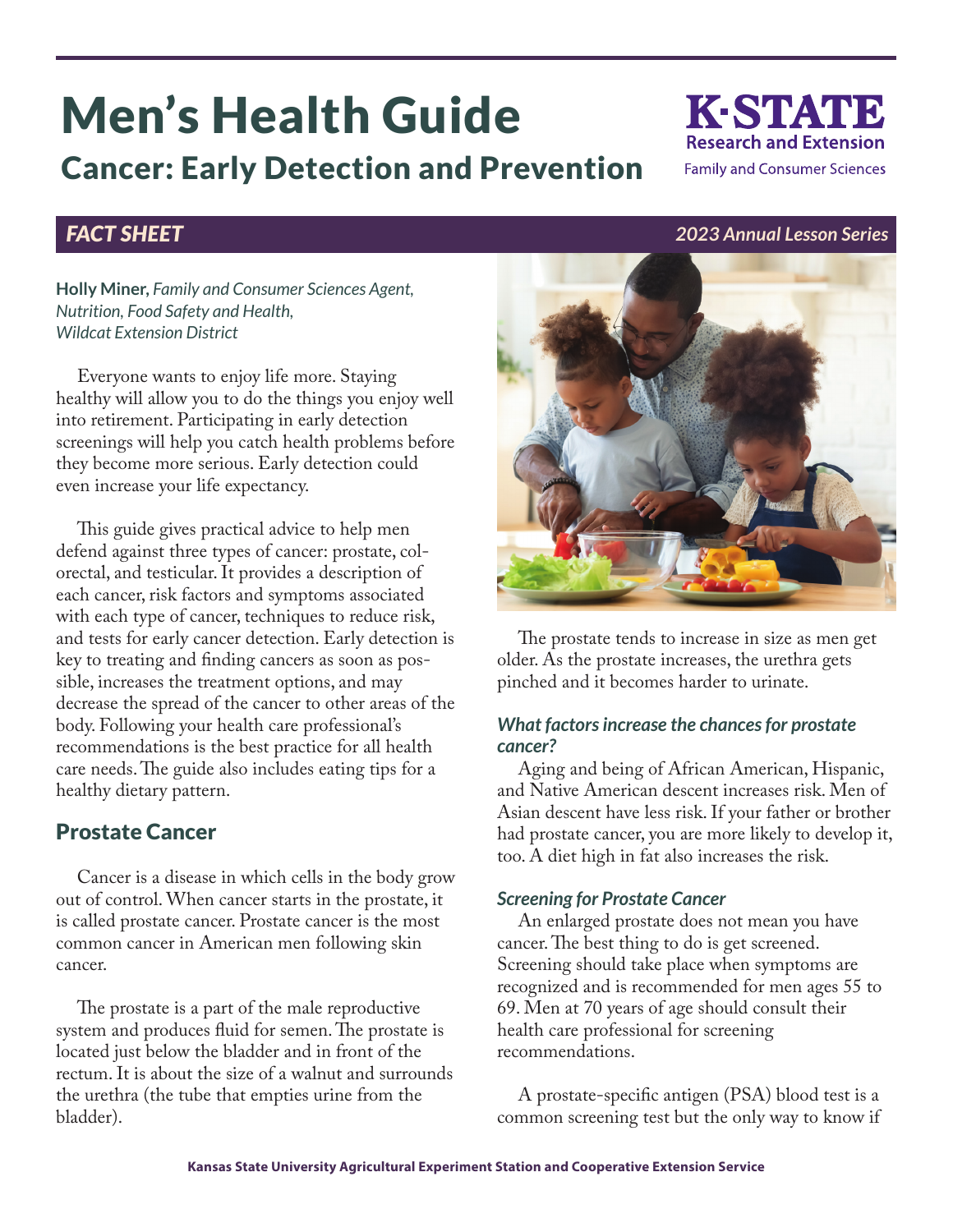# Men's Health Guide

## Cancer: Early Detection and Prevention

K·STATE Research and Extension
Family and Consumer Sciences

*FACT SHEET* *2023 Annual Lesson Series*

**Holly Miner,** *Family and Consumer Sciences Agent, Nutrition, Food Safety and Health, Wildcat Extension District*

Everyone wants to enjoy life more. Staying healthy will allow you to do the things you enjoy well into retirement. Participating in early detection screenings will help you catch health problems before they become more serious. Early detection could even increase your life expectancy.

This guide gives practical advice to help men defend against three types of cancer: prostate, colorectal, and testicular. It provides a description of each cancer, risk factors and symptoms associated with each type of cancer, techniques to reduce risk, and tests for early cancer detection. Early detection is key to treating and finding cancers as soon as possible, increases the treatment options, and may decrease the spread of the cancer to other areas of the body. Following your health care professional's recommendations is the best practice for all health care needs. The guide also includes eating tips for a healthy dietary pattern.

## Prostate Cancer

Cancer is a disease in which cells in the body grow out of control. When cancer starts in the prostate, it is called prostate cancer. Prostate cancer is the most common cancer in American men following skin cancer.

The prostate is a part of the male reproductive system and produces fluid for semen. The prostate is located just below the bladder and in front of the rectum. It is about the size of a walnut and surrounds the urethra (the tube that empties urine from the bladder).

The prostate tends to increase in size as men get older. As the prostate increases, the urethra gets pinched and it becomes harder to urinate.

### *What factors increase the chances for prostate cancer?*

Aging and being of African American, Hispanic, and Native American descent increases risk. Men of Asian descent have less risk. If your father or brother had prostate cancer, you are more likely to develop it, too. A diet high in fat also increases the risk.

### *Screening for Prostate Cancer*

An enlarged prostate does not mean you have cancer. The best thing to do is get screened. Screening should take place when symptoms are recognized and is recommended for men ages 55 to 69. Men at 70 years of age should consult their health care professional for screening recommendations.

A prostate-specific antigen (PSA) blood test is a common screening test but the only way to know if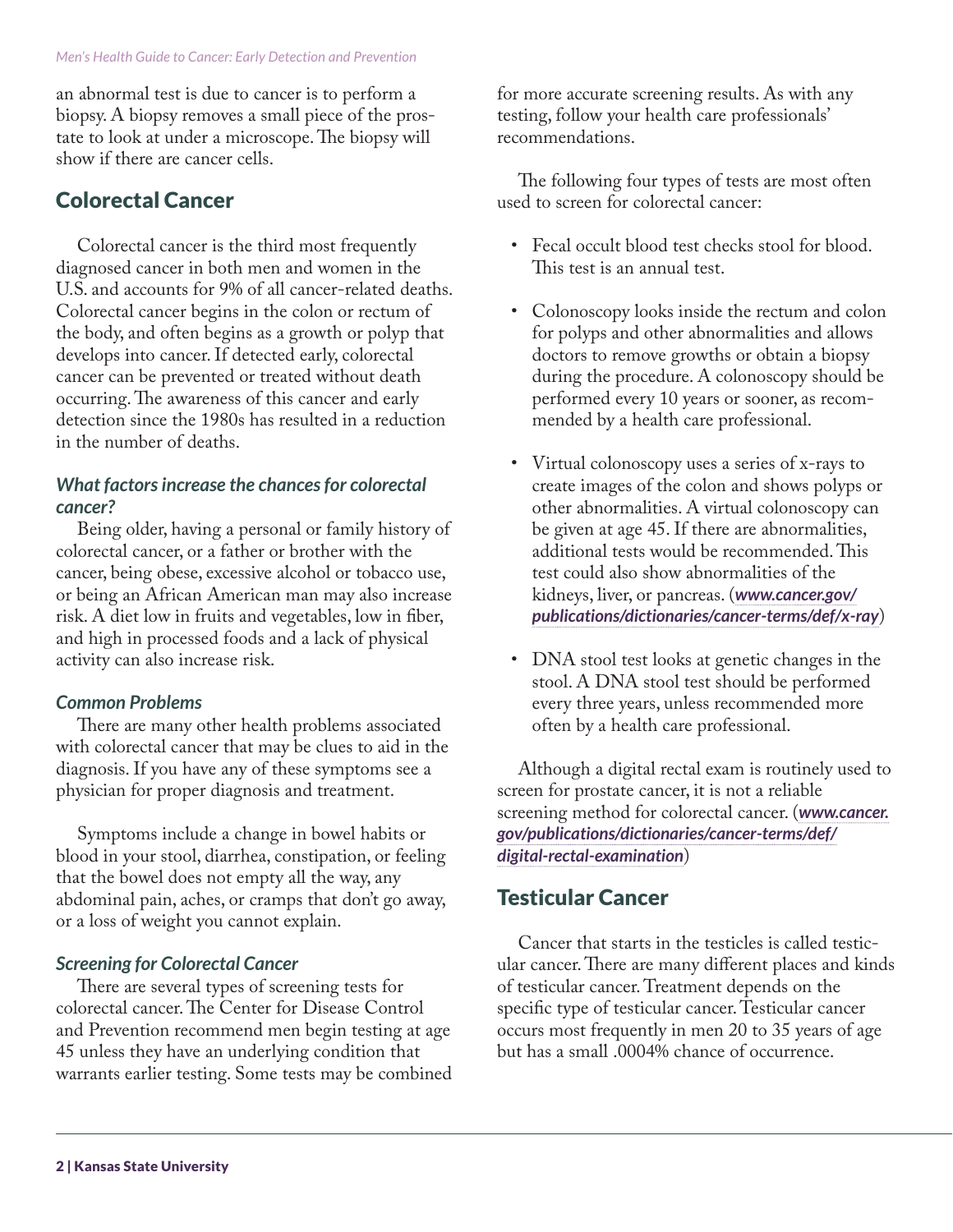an abnormal test is due to cancer is to perform a biopsy. A biopsy removes a small piece of the prostate to look at under a microscope. The biopsy will show if there are cancer cells.

## Colorectal Cancer

Colorectal cancer is the third most frequently diagnosed cancer in both men and women in the U.S. and accounts for 9% of all cancer-related deaths. Colorectal cancer begins in the colon or rectum of the body, and often begins as a growth or polyp that develops into cancer. If detected early, colorectal cancer can be prevented or treated without death occurring. The awareness of this cancer and early detection since the 1980s has resulted in a reduction in the number of deaths.

### *What factors increase the chances for colorectal cancer?*

Being older, having a personal or family history of colorectal cancer, or a father or brother with the cancer, being obese, excessive alcohol or tobacco use, or being an African American man may also increase risk. A diet low in fruits and vegetables, low in fiber, and high in processed foods and a lack of physical activity can also increase risk.

### *Common Problems*

There are many other health problems associated with colorectal cancer that may be clues to aid in the diagnosis. If you have any of these symptoms see a physician for proper diagnosis and treatment.

Symptoms include a change in bowel habits or blood in your stool, diarrhea, constipation, or feeling that the bowel does not empty all the way, any abdominal pain, aches, or cramps that don't go away, or a loss of weight you cannot explain.

### *Screening for Colorectal Cancer*

There are several types of screening tests for colorectal cancer. The Center for Disease Control and Prevention recommend men begin testing at age 45 unless they have an underlying condition that warrants earlier testing. Some tests may be combined for more accurate screening results. As with any testing, follow your health care professionals' recommendations.

The following four types of tests are most often used to screen for colorectal cancer:

- Fecal occult blood test checks stool for blood. This test is an annual test.
- Colonoscopy looks inside the rectum and colon for polyps and other abnormalities and allows doctors to remove growths or obtain a biopsy during the procedure. A colonoscopy should be performed every 10 years or sooner, as recommended by a health care professional.
- Virtual colonoscopy uses a series of x-rays to create images of the colon and shows polyps or other abnormalities. A virtual colonoscopy can be given at age 45. If there are abnormalities, additional tests would be recommended. This test could also show abnormalities of the kidneys, liver, or pancreas. (***www.cancer.gov/publications/dictionaries/cancer-terms/def/x-ray***)
- DNA stool test looks at genetic changes in the stool. A DNA stool test should be performed every three years, unless recommended more often by a health care professional.

Although a digital rectal exam is routinely used to screen for prostate cancer, it is not a reliable screening method for colorectal cancer. (***www.cancer.gov/publications/dictionaries/cancer-terms/def/digital-rectal-examination***)

## Testicular Cancer

Cancer that starts in the testicles is called testicular cancer. There are many different places and kinds of testicular cancer. Treatment depends on the specific type of testicular cancer. Testicular cancer occurs most frequently in men 20 to 35 years of age but has a small .0004% chance of occurrence.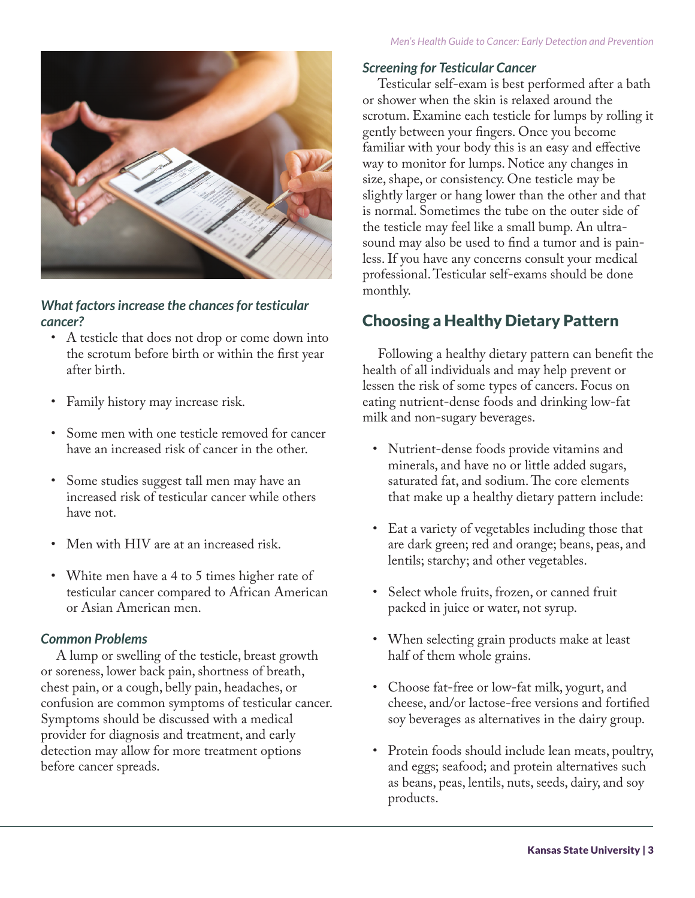### *What factors increase the chances for testicular cancer?*

- A testicle that does not drop or come down into the scrotum before birth or within the first year after birth.
- Family history may increase risk.
- Some men with one testicle removed for cancer have an increased risk of cancer in the other.
- Some studies suggest tall men may have an increased risk of testicular cancer while others have not.
- Men with HIV are at an increased risk.
- White men have a 4 to 5 times higher rate of testicular cancer compared to African American or Asian American men.

### *Common Problems*

A lump or swelling of the testicle, breast growth or soreness, lower back pain, shortness of breath, chest pain, or a cough, belly pain, headaches, or confusion are common symptoms of testicular cancer. Symptoms should be discussed with a medical provider for diagnosis and treatment, and early detection may allow for more treatment options before cancer spreads.

### *Screening for Testicular Cancer*

Testicular self-exam is best performed after a bath or shower when the skin is relaxed around the scrotum. Examine each testicle for lumps by rolling it gently between your fingers. Once you become familiar with your body this is an easy and effective way to monitor for lumps. Notice any changes in size, shape, or consistency. One testicle may be slightly larger or hang lower than the other and that is normal. Sometimes the tube on the outer side of the testicle may feel like a small bump. An ultrasound may also be used to find a tumor and is painless. If you have any concerns consult your medical professional. Testicular self-exams should be done monthly.

## Choosing a Healthy Dietary Pattern

Following a healthy dietary pattern can benefit the health of all individuals and may help prevent or lessen the risk of some types of cancers. Focus on eating nutrient-dense foods and drinking low-fat milk and non-sugary beverages.

- Nutrient-dense foods provide vitamins and minerals, and have no or little added sugars, saturated fat, and sodium. The core elements that make up a healthy dietary pattern include:
- Eat a variety of vegetables including those that are dark green; red and orange; beans, peas, and lentils; starchy; and other vegetables.
- Select whole fruits, frozen, or canned fruit packed in juice or water, not syrup.
- When selecting grain products make at least half of them whole grains.
- Choose fat-free or low-fat milk, yogurt, and cheese, and/or lactose-free versions and fortified soy beverages as alternatives in the dairy group.
- Protein foods should include lean meats, poultry, and eggs; seafood; and protein alternatives such as beans, peas, lentils, nuts, seeds, dairy, and soy products.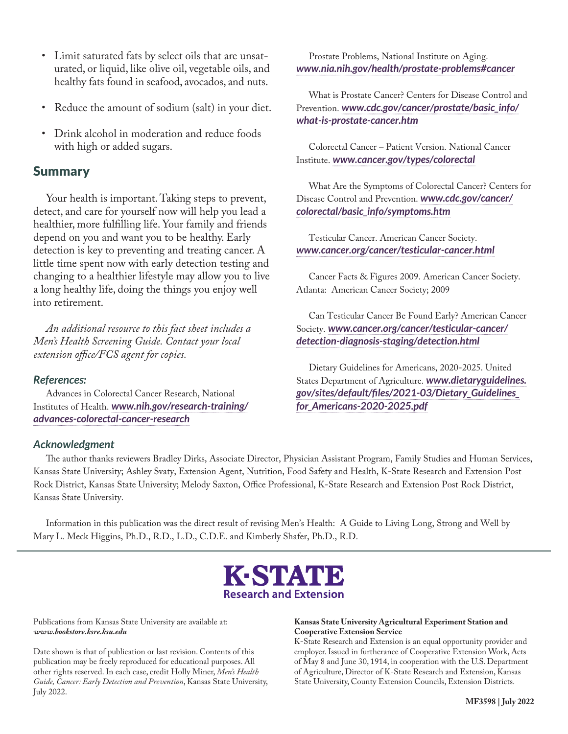- Limit saturated fats by select oils that are unsaturated, or liquid, like olive oil, vegetable oils, and healthy fats found in seafood, avocados, and nuts.
- Reduce the amount of sodium (salt) in your diet.
- Drink alcohol in moderation and reduce foods with high or added sugars.

## Summary

Your health is important. Taking steps to prevent, detect, and care for yourself now will help you lead a healthier, more fulfilling life. Your family and friends depend on you and want you to be healthy. Early detection is key to preventing and treating cancer. A little time spent now with early detection testing and changing to a healthier lifestyle may allow you to live a long healthy life, doing the things you enjoy well into retirement.

*An additional resource to this fact sheet includes a Men's Health Screening Guide. Contact your local extension office/FCS agent for copies.*

### *References:*

Advances in Colorectal Cancer Research, National Institutes of Health. ***www.nih.gov/research-training/advances-colorectal-cancer-research***

Prostate Problems, National Institute on Aging. ***www.nia.nih.gov/health/prostate-problems#cancer***

What is Prostate Cancer? Centers for Disease Control and Prevention. ***www.cdc.gov/cancer/prostate/basic_info/what-is-prostate-cancer.htm***

Colorectal Cancer – Patient Version. National Cancer Institute. ***www.cancer.gov/types/colorectal***

What Are the Symptoms of Colorectal Cancer? Centers for Disease Control and Prevention. ***www.cdc.gov/cancer/colorectal/basic_info/symptoms.htm***

Testicular Cancer. American Cancer Society. ***www.cancer.org/cancer/testicular-cancer.html***

Cancer Facts & Figures 2009. American Cancer Society. Atlanta: American Cancer Society; 2009

Can Testicular Cancer Be Found Early? American Cancer Society. ***www.cancer.org/cancer/testicular-cancer/detection-diagnosis-staging/detection.html***

Dietary Guidelines for Americans, 2020-2025. United States Department of Agriculture. ***www.dietaryguidelines.gov/sites/default/files/2021-03/Dietary_Guidelines_for_Americans-2020-2025.pdf***

### *Acknowledgment*

The author thanks reviewers Bradley Dirks, Associate Director, Physician Assistant Program, Family Studies and Human Services, Kansas State University; Ashley Svaty, Extension Agent, Nutrition, Food Safety and Health, K-State Research and Extension Post Rock District, Kansas State University; Melody Saxton, Office Professional, K-State Research and Extension Post Rock District, Kansas State University.

Information in this publication was the direct result of revising Men's Health: A Guide to Living Long, Strong and Well by Mary L. Meck Higgins, Ph.D., R.D., L.D., C.D.E. and Kimberly Shafer, Ph.D., R.D.

**K·STATE**
**Research and Extension**

Publications from Kansas State University are available at: ***www.bookstore.ksre.ksu.edu***

Date shown is that of publication or last revision. Contents of this publication may be freely reproduced for educational purposes. All other rights reserved. In each case, credit Holly Miner, *Men's Health Guide, Cancer: Early Detection and Prevention*, Kansas State University, July 2022.

**Kansas State University Agricultural Experiment Station and Cooperative Extension Service**
K-State Research and Extension is an equal opportunity provider and employer. Issued in furtherance of Cooperative Extension Work, Acts of May 8 and June 30, 1914, in cooperation with the U.S. Department of Agriculture, Director of K-State Research and Extension, Kansas State University, County Extension Councils, Extension Districts.

**MF3598 | July 2022**